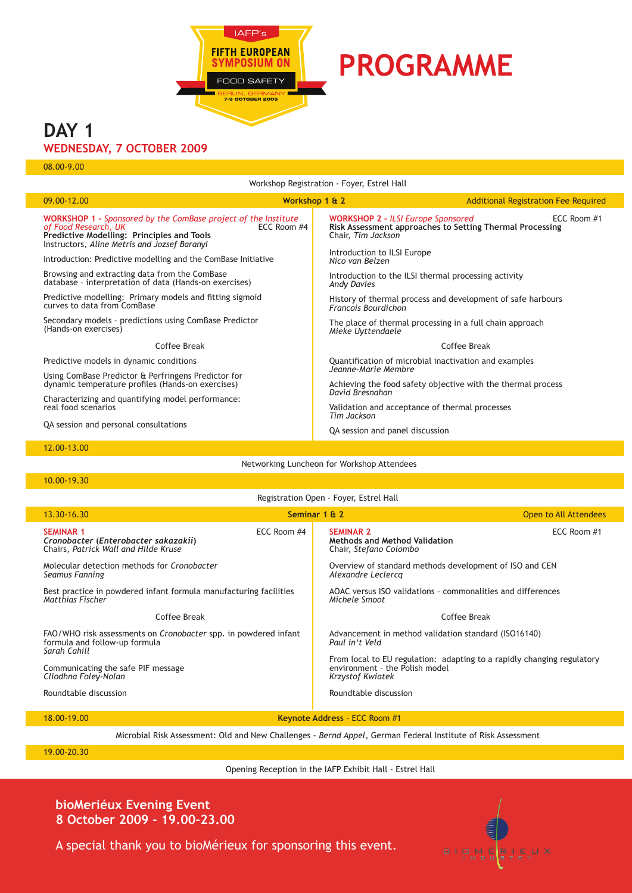IAFP's

**FIFTH EUROPEAN SYMPOSIUM ON**

FOOD SAFETY

BERLIN, GERMANY
7-9 OCTOBER 2009

# PROGRAMME

## DAY 1

### WEDNESDAY, 7 OCTOBER 2009

**08.00-9.00**

Workshop Registration - Foyer, Estrel Hall

**09.00-12.00** — **Workshop 1 & 2** — Additional Registration Fee Required

**WORKSHOP 1 -** *Sponsored by the ComBase project of the Institute of Food Research, UK* — ECC Room #4
**Predictive Modelling: Principles and Tools**
Instructors, *Aline Metris and Jozsef Baranyi*

Introduction: Predictive modelling and the ComBase Initiative

Browsing and extracting data from the ComBase database – interpretation of data (Hands-on exercises)

Predictive modelling: Primary models and fitting sigmoid curves to data from ComBase

Secondary models – predictions using ComBase Predictor (Hands-on exercises)

Coffee Break

Predictive models in dynamic conditions

Using ComBase Predictor & Perfringens Predictor for dynamic temperature profiles (Hands-on exercises)

Characterizing and quantifying model performance: real food scenarios

QA session and personal consultations

**WORKSHOP 2 -** *ILSI Europe Sponsored* — ECC Room #1
**Risk Assessment approaches to Setting Thermal Processing**
Chair, *Tim Jackson*

Introduction to ILSI Europe
*Nico van Belzen*

Introduction to the ILSI thermal processing activity
*Andy Davies*

History of thermal process and development of safe harbours
*Francois Bourdichon*

The place of thermal processing in a full chain approach
*Mieke Uyttendaele*

Coffee Break

Quantification of microbial inactivation and examples
*Jeanne-Marie Membre*

Achieving the food safety objective with the thermal process
*David Bresnahan*

Validation and acceptance of thermal processes
*Tim Jackson*

QA session and panel discussion

**12.00-13.00**

Networking Luncheon for Workshop Attendees

**10.00-19.30**

Registration Open - Foyer, Estrel Hall

**13.30-16.30** — **Seminar 1 & 2** — Open to All Attendees

**SEMINAR 1** — ECC Room #4
***Cronobacter* (*Enterobacter sakazakii*)**
Chairs, *Patrick Wall and Hilde Kruse*

Molecular detection methods for *Cronobacter*
*Seamus Fanning*

Best practice in powdered infant formula manufacturing facilities
*Matthias Fischer*

Coffee Break

FAO/WHO risk assessments on *Cronobacter* spp. in powdered infant formula and follow-up formula
*Sarah Cahill*

Communicating the safe PIF message
*Cliodhna Foley-Nolan*

Roundtable discussion

**SEMINAR 2** — ECC Room #1
**Methods and Method Validation**
Chair, *Stefano Colombo*

Overview of standard methods development of ISO and CEN
*Alexandre Leclercq*

AOAC versus ISO validations – commonalities and differences
*Michele Smoot*

Coffee Break

Advancement in method validation standard (ISO16140)
*Paul in't Veld*

From local to EU regulation: adapting to a rapidly changing regulatory environment – the Polish model
*Krzystof Kwiatek*

Roundtable discussion

**18.00-19.00** — **Keynote Address** - ECC Room #1

Microbial Risk Assessment: Old and New Challenges - *Bernd Appel*, German Federal Institute of Risk Assessment

**19.00-20.30**

Opening Reception in the IAFP Exhibit Hall - Estrel Hall

**bioMeriéux Evening Event**
**8 October 2009 - 19.00-23.00**

A special thank you to bioMérieux for sponsoring this event.

BIOMÉRIEUX INDUSTRY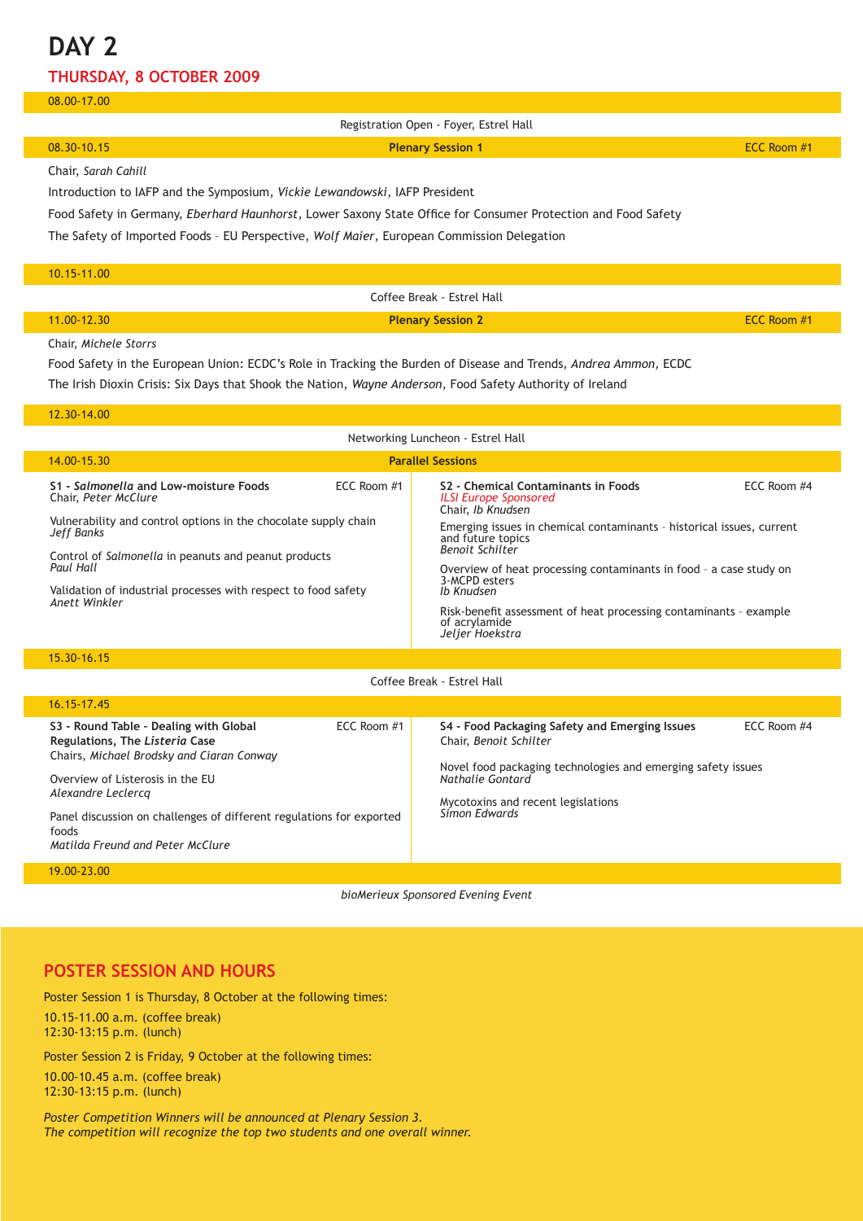# DAY 2

## THURSDAY, 8 OCTOBER 2009

**08.00-17.00**

Registration Open - Foyer, Estrel Hall

**08.30-10.15** — **Plenary Session 1** — ECC Room #1

Chair, *Sarah Cahill*

Introduction to IAFP and the Symposium, *Vickie Lewandowski*, IAFP President

Food Safety in Germany, *Eberhard Haunhorst*, Lower Saxony State Office for Consumer Protection and Food Safety

The Safety of Imported Foods – EU Perspective, *Wolf Maier*, European Commission Delegation

**10.15-11.00**

Coffee Break - Estrel Hall

**11.00-12.30** — **Plenary Session 2** — ECC Room #1

Chair, *Michele Storrs*

Food Safety in the European Union: ECDC's Role in Tracking the Burden of Disease and Trends, *Andrea Ammon*, ECDC

The Irish Dioxin Crisis: Six Days that Shook the Nation, *Wayne Anderson*, Food Safety Authority of Ireland

**12.30-14.00**

Networking Luncheon - Estrel Hall

**14.00-15.30** — **Parallel Sessions**

**S1 - *Salmonella* and Low-moisture Foods** — ECC Room #1
Chair, *Peter McClure*

Vulnerability and control options in the chocolate supply chain
*Jeff Banks*

Control of *Salmonella* in peanuts and peanut products
*Paul Hall*

Validation of industrial processes with respect to food safety
*Anett Winkler*

**S2 - Chemical Contaminants in Foods** — ECC Room #4
*ILSI Europe Sponsored*
Chair, *Ib Knudsen*

Emerging issues in chemical contaminants – historical issues, current and future topics
*Benoit Schilter*

Overview of heat processing contaminants in food – a case study on 3-MCPD esters
*Ib Knudsen*

Risk-benefit assessment of heat processing contaminants – example of acrylamide
*Jeljer Hoekstra*

**15.30-16.15**

Coffee Break - Estrel Hall

**16.15-17.45**

**S3 - Round Table - Dealing with Global Regulations, The *Listeria* Case** — ECC Room #1
Chairs, *Michael Brodsky and Ciaran Conway*

Overview of Listerosis in the EU
*Alexandre Leclercq*

Panel discussion on challenges of different regulations for exported foods
*Matilda Freund and Peter McClure*

**S4 - Food Packaging Safety and Emerging Issues** — ECC Room #4
Chair, *Benoit Schilter*

Novel food packaging technologies and emerging safety issues
*Nathalie Gontard*

Mycotoxins and recent legislations
*Simon Edwards*

**19.00-23.00**

*bioMerieux Sponsored Evening Event*

## POSTER SESSION AND HOURS

Poster Session 1 is Thursday, 8 October at the following times:

10.15-11.00 a.m. (coffee break)
12:30-13:15 p.m. (lunch)

Poster Session 2 is Friday, 9 October at the following times:

10.00-10.45 a.m. (coffee break)
12:30-13:15 p.m. (lunch)

*Poster Competition Winners will be announced at Plenary Session 3.*
*The competition will recognize the top two students and one overall winner.*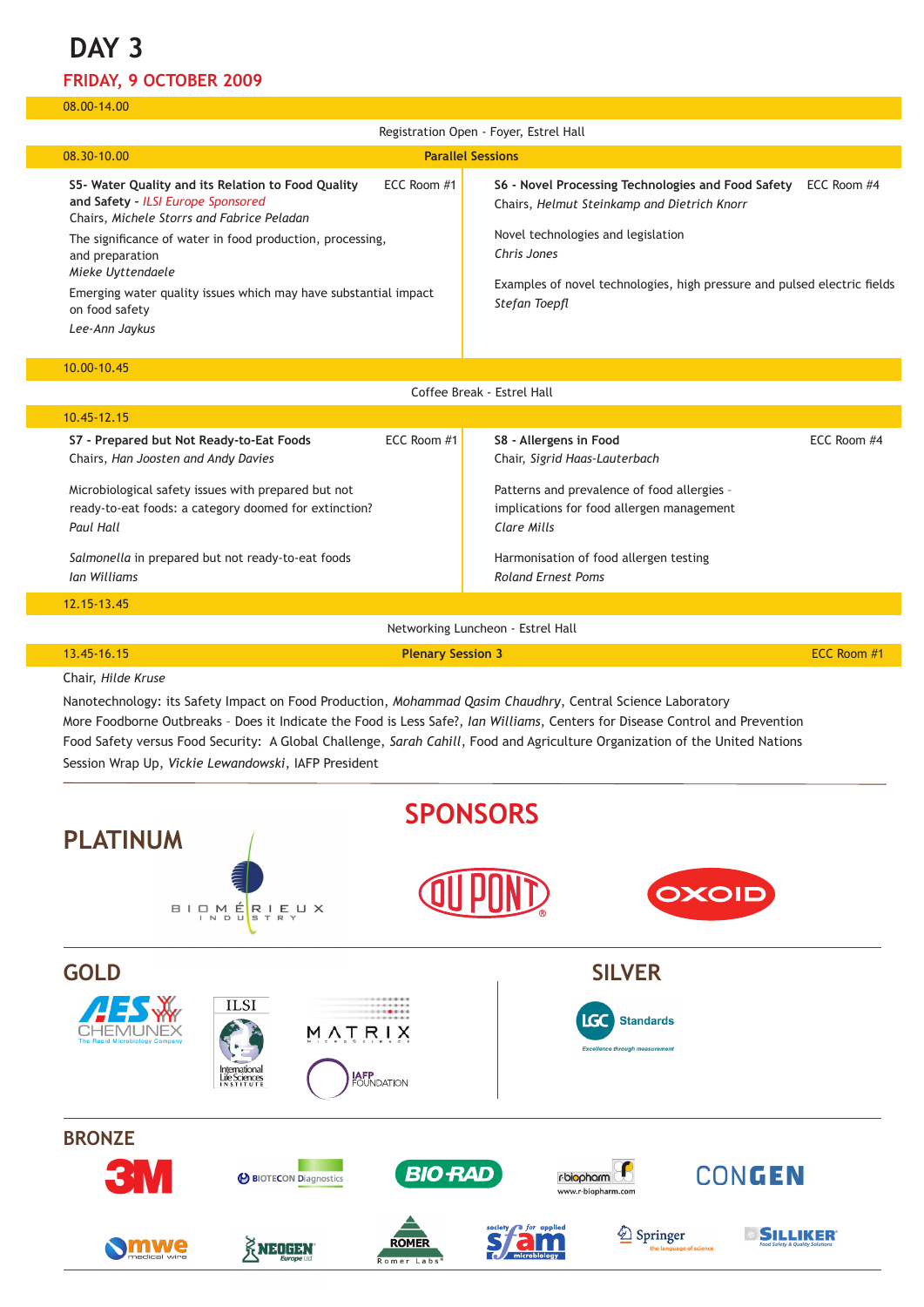# DAY 3

## FRIDAY, 9 OCTOBER 2009

**08.00-14.00**

Registration Open - Foyer, Estrel Hall

**08.30-10.00** — **Parallel Sessions**

**S5- Water Quality and its Relation to Food Quality and Safety** - *ILSI Europe Sponsored* — ECC Room #1

Chairs, *Michele Storrs and Fabrice Peladan*

The significance of water in food production, processing, and preparation
*Mieke Uyttendaele*

Emerging water quality issues which may have substantial impact on food safety
*Lee-Ann Jaykus*

**S6 - Novel Processing Technologies and Food Safety** — ECC Room #4

Chairs, *Helmut Steinkamp and Dietrich Knorr*

Novel technologies and legislation
*Chris Jones*

Examples of novel technologies, high pressure and pulsed electric fields
*Stefan Toepfl*

**10.00-10.45**

Coffee Break - Estrel Hall

**10.45-12.15**

**S7 - Prepared but Not Ready-to-Eat Foods** — ECC Room #1

Chairs, *Han Joosten and Andy Davies*

Microbiological safety issues with prepared but not ready-to-eat foods: a category doomed for extinction?
*Paul Hall*

*Salmonella* in prepared but not ready-to-eat foods
*Ian Williams*

**S8 - Allergens in Food** — ECC Room #4

Chair, *Sigrid Haas-Lauterbach*

Patterns and prevalence of food allergies - implications for food allergen management
*Clare Mills*

Harmonisation of food allergen testing
*Roland Ernest Poms*

**12.15-13.45**

Networking Luncheon - Estrel Hall

**13.45-16.15** — **Plenary Session 3** — ECC Room #1

Chair, *Hilde Kruse*

Nanotechnology: its Safety Impact on Food Production, *Mohammad Qasim Chaudhry*, Central Science Laboratory
More Foodborne Outbreaks – Does it Indicate the Food is Less Safe?, *Ian Williams*, Centers for Disease Control and Prevention
Food Safety versus Food Security: A Global Challenge, *Sarah Cahill*, Food and Agriculture Organization of the United Nations
Session Wrap Up, *Vickie Lewandowski*, IAFP President

## SPONSORS

### PLATINUM

bioMérieux Industry · DuPont · Oxoid

### GOLD

AES Chemunex – The Rapid Microbiology Company · ILSI International Life Sciences Institute · Matrix MicroScience · IAFP Foundation

### SILVER

LGC Standards – Excellence through measurement

### BRONZE

3M · Biotecon Diagnostics · Bio-Rad · r-biopharm (www.r-biopharm.com) · Congen · mwe medical wire · Neogen Europe Ltd · Romer Labs · sfam society for applied microbiology · Springer – the language of science · Silliker – Food Safety & Quality Solutions